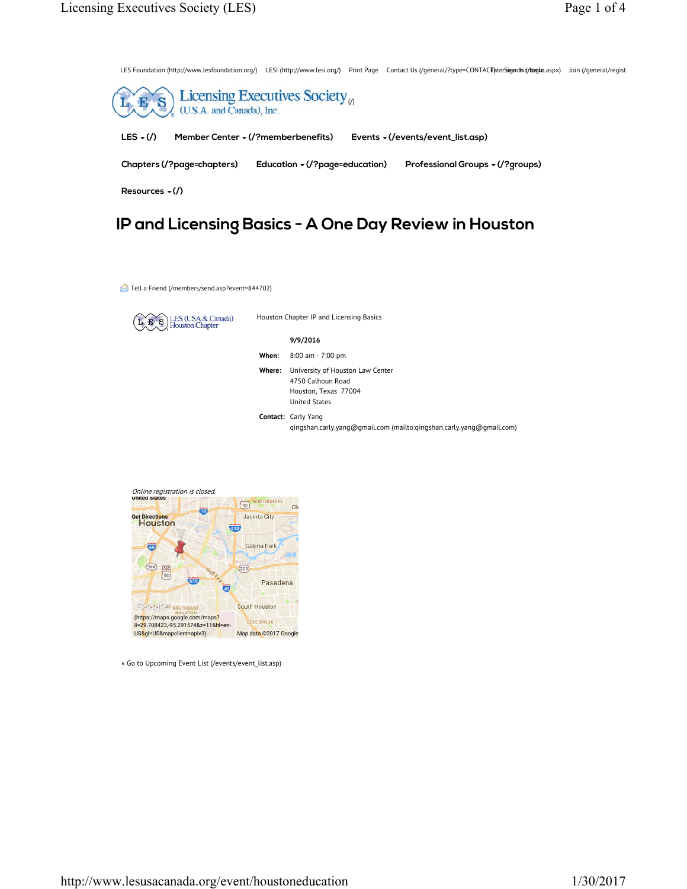LES Foundation (http://www.lesfoundation.org/) LESI (http://www.lesi.org/) Print Page Contact Us (/general/?type=CONTACT) Enter Search (/login.aspx) Join (/general/regist

Licensing Executives Society (/)
(U.S.A. and Canada), Inc.

LES (/) | Member Center (/?memberbenefits) | Events (/events/event_list.asp)

Chapters (/?page=chapters) | Education (/?page=education) | Professional Groups (/?groups)

Resources (/)

# IP and Licensing Basics - A One Day Review in Houston

Tell a Friend (/members/send.asp?event=844702)

LES (USA & Canada) Houston Chapter

Houston Chapter IP and Licensing Basics

| | **9/9/2016** |
|---|---|
| **When:** | 8:00 am - 7:00 pm |
| **Where:** | University of Houston Law Center<br>4750 Calhoun Road<br>Houston, Texas 77004<br>United States |
| **Contact:** | Carly Yang<br>qingshan.carly.yang@gmail.com (mailto:qingshan.carly.yang@gmail.com) |

*Online registration is closed.*

Get Directions

(https://maps.google.com/maps?ll=29.708423,-95.291574&z=11&hl=en-US&gl=US&mapclient=apiv3)

Map data ©2017 Google

« Go to Upcoming Event List (/events/event_list.asp)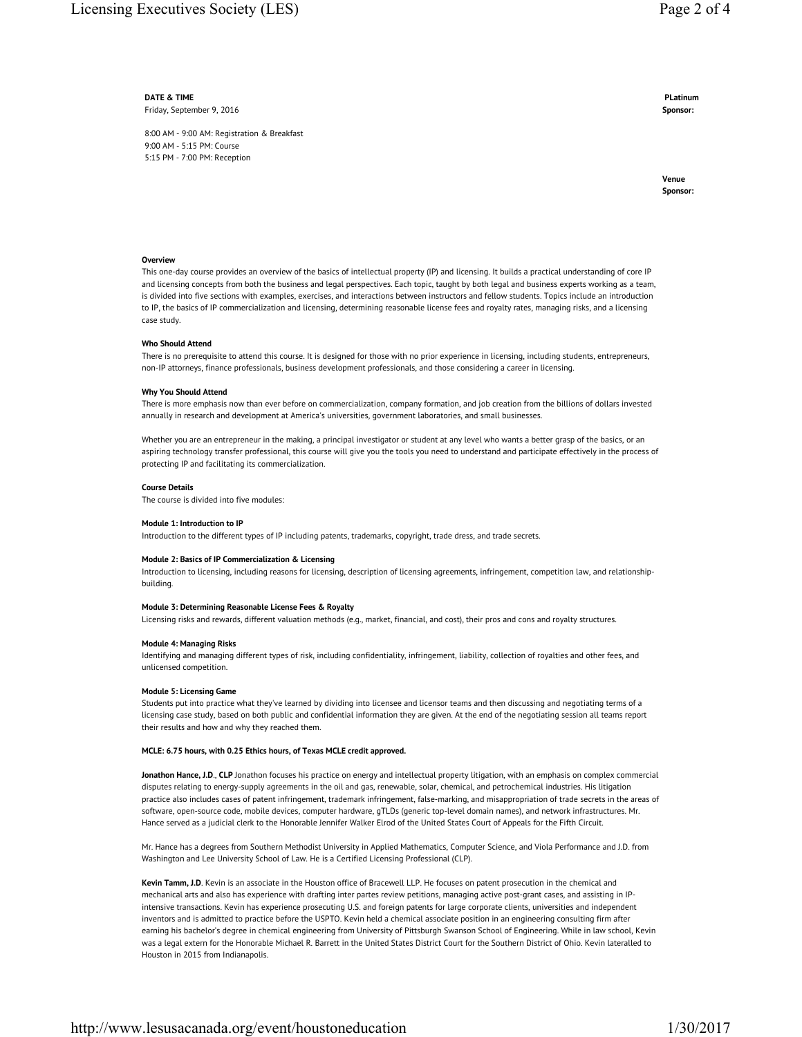**DATE & TIME**
Friday, September 9, 2016

8:00 AM - 9:00 AM: Registration & Breakfast
9:00 AM - 5:15 PM: Course
5:15 PM - 7:00 PM: Reception

**PLatinum Sponsor:**

**Venue Sponsor:**

**Overview**

This one-day course provides an overview of the basics of intellectual property (IP) and licensing. It builds a practical understanding of core IP and licensing concepts from both the business and legal perspectives. Each topic, taught by both legal and business experts working as a team, is divided into five sections with examples, exercises, and interactions between instructors and fellow students. Topics include an introduction to IP, the basics of IP commercialization and licensing, determining reasonable license fees and royalty rates, managing risks, and a licensing case study.

**Who Should Attend**

There is no prerequisite to attend this course. It is designed for those with no prior experience in licensing, including students, entrepreneurs, non-IP attorneys, finance professionals, business development professionals, and those considering a career in licensing.

**Why You Should Attend**

There is more emphasis now than ever before on commercialization, company formation, and job creation from the billions of dollars invested annually in research and development at America's universities, government laboratories, and small businesses.

Whether you are an entrepreneur in the making, a principal investigator or student at any level who wants a better grasp of the basics, or an aspiring technology transfer professional, this course will give you the tools you need to understand and participate effectively in the process of protecting IP and facilitating its commercialization.

**Course Details**

The course is divided into five modules:

**Module 1: Introduction to IP**

Introduction to the different types of IP including patents, trademarks, copyright, trade dress, and trade secrets.

**Module 2: Basics of IP Commercialization & Licensing**

Introduction to licensing, including reasons for licensing, description of licensing agreements, infringement, competition law, and relationship-building.

**Module 3: Determining Reasonable License Fees & Royalty**

Licensing risks and rewards, different valuation methods (e.g., market, financial, and cost), their pros and cons and royalty structures.

**Module 4: Managing Risks**

Identifying and managing different types of risk, including confidentiality, infringement, liability, collection of royalties and other fees, and unlicensed competition.

**Module 5: Licensing Game**

Students put into practice what they've learned by dividing into licensee and licensor teams and then discussing and negotiating terms of a licensing case study, based on both public and confidential information they are given. At the end of the negotiating session all teams report their results and how and why they reached them.

**MCLE: 6.75 hours, with 0.25 Ethics hours, of Texas MCLE credit approved.**

**Jonathon Hance, J.D**., **CLP** Jonathon focuses his practice on energy and intellectual property litigation, with an emphasis on complex commercial disputes relating to energy-supply agreements in the oil and gas, renewable, solar, chemical, and petrochemical industries. His litigation practice also includes cases of patent infringement, trademark infringement, false-marking, and misappropriation of trade secrets in the areas of software, open-source code, mobile devices, computer hardware, gTLDs (generic top-level domain names), and network infrastructures. Mr. Hance served as a judicial clerk to the Honorable Jennifer Walker Elrod of the United States Court of Appeals for the Fifth Circuit.

Mr. Hance has a degrees from Southern Methodist University in Applied Mathematics, Computer Science, and Viola Performance and J.D. from Washington and Lee University School of Law. He is a Certified Licensing Professional (CLP).

**Kevin Tamm, J.D**. Kevin is an associate in the Houston office of Bracewell LLP. He focuses on patent prosecution in the chemical and mechanical arts and also has experience with drafting inter partes review petitions, managing active post-grant cases, and assisting in IP-intensive transactions. Kevin has experience prosecuting U.S. and foreign patents for large corporate clients, universities and independent inventors and is admitted to practice before the USPTO. Kevin held a chemical associate position in an engineering consulting firm after earning his bachelor's degree in chemical engineering from University of Pittsburgh Swanson School of Engineering. While in law school, Kevin was a legal extern for the Honorable Michael R. Barrett in the United States District Court for the Southern District of Ohio. Kevin lateralled to Houston in 2015 from Indianapolis.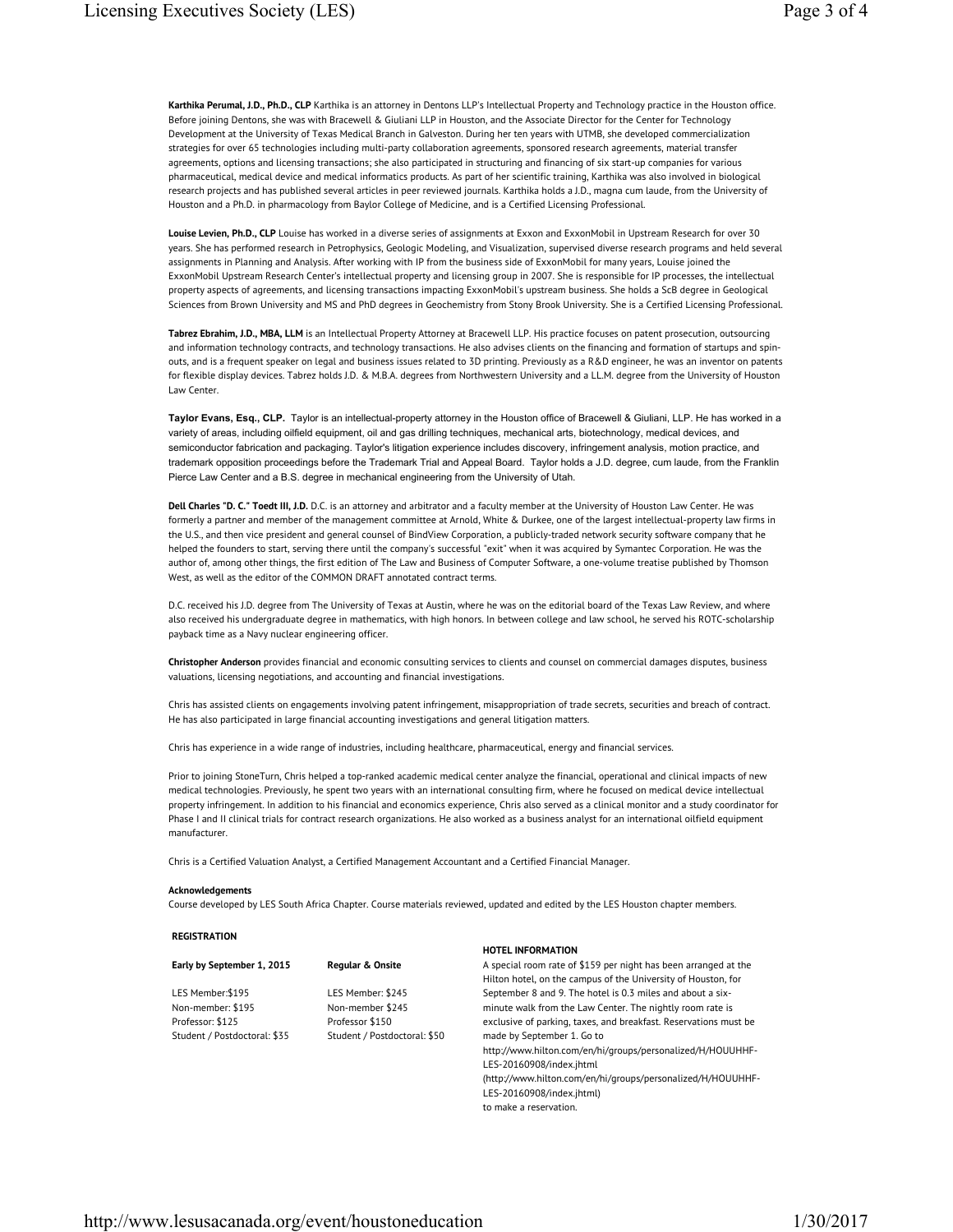**Karthika Perumal, J.D., Ph.D., CLP** Karthika is an attorney in Dentons LLP's Intellectual Property and Technology practice in the Houston office. Before joining Dentons, she was with Bracewell & Giuliani LLP in Houston, and the Associate Director for the Center for Technology Development at the University of Texas Medical Branch in Galveston. During her ten years with UTMB, she developed commercialization strategies for over 65 technologies including multi-party collaboration agreements, sponsored research agreements, material transfer agreements, options and licensing transactions; she also participated in structuring and financing of six start-up companies for various pharmaceutical, medical device and medical informatics products. As part of her scientific training, Karthika was also involved in biological research projects and has published several articles in peer reviewed journals. Karthika holds a J.D., magna cum laude, from the University of Houston and a Ph.D. in pharmacology from Baylor College of Medicine, and is a Certified Licensing Professional.

**Louise Levien, Ph.D., CLP** Louise has worked in a diverse series of assignments at Exxon and ExxonMobil in Upstream Research for over 30 years. She has performed research in Petrophysics, Geologic Modeling, and Visualization, supervised diverse research programs and held several assignments in Planning and Analysis. After working with IP from the business side of ExxonMobil for many years, Louise joined the ExxonMobil Upstream Research Center's intellectual property and licensing group in 2007. She is responsible for IP processes, the intellectual property aspects of agreements, and licensing transactions impacting ExxonMobil's upstream business. She holds a ScB degree in Geological Sciences from Brown University and MS and PhD degrees in Geochemistry from Stony Brook University. She is a Certified Licensing Professional.

**Tabrez Ebrahim, J.D., MBA, LLM** is an Intellectual Property Attorney at Bracewell LLP. His practice focuses on patent prosecution, outsourcing and information technology contracts, and technology transactions. He also advises clients on the financing and formation of startups and spin-outs, and is a frequent speaker on legal and business issues related to 3D printing. Previously as a R&D engineer, he was an inventor on patents for flexible display devices. Tabrez holds J.D. & M.B.A. degrees from Northwestern University and a LL.M. degree from the University of Houston Law Center.

**Taylor Evans, Esq., CLP.** Taylor is an intellectual-property attorney in the Houston office of Bracewell & Giuliani, LLP. He has worked in a variety of areas, including oilfield equipment, oil and gas drilling techniques, mechanical arts, biotechnology, medical devices, and semiconductor fabrication and packaging. Taylor's litigation experience includes discovery, infringement analysis, motion practice, and trademark opposition proceedings before the Trademark Trial and Appeal Board. Taylor holds a J.D. degree, cum laude, from the Franklin Pierce Law Center and a B.S. degree in mechanical engineering from the University of Utah.

**Dell Charles "D. C." Toedt III, J.D.** D.C. is an attorney and arbitrator and a faculty member at the University of Houston Law Center. He was formerly a partner and member of the management committee at Arnold, White & Durkee, one of the largest intellectual-property law firms in the U.S., and then vice president and general counsel of BindView Corporation, a publicly-traded network security software company that he helped the founders to start, serving there until the company's successful "exit" when it was acquired by Symantec Corporation. He was the author of, among other things, the first edition of The Law and Business of Computer Software, a one-volume treatise published by Thomson West, as well as the editor of the COMMON DRAFT annotated contract terms.

D.C. received his J.D. degree from The University of Texas at Austin, where he was on the editorial board of the Texas Law Review, and where also received his undergraduate degree in mathematics, with high honors. In between college and law school, he served his ROTC-scholarship payback time as a Navy nuclear engineering officer.

**Christopher Anderson** provides financial and economic consulting services to clients and counsel on commercial damages disputes, business valuations, licensing negotiations, and accounting and financial investigations.

Chris has assisted clients on engagements involving patent infringement, misappropriation of trade secrets, securities and breach of contract. He has also participated in large financial accounting investigations and general litigation matters.

Chris has experience in a wide range of industries, including healthcare, pharmaceutical, energy and financial services.

Prior to joining StoneTurn, Chris helped a top-ranked academic medical center analyze the financial, operational and clinical impacts of new medical technologies. Previously, he spent two years with an international consulting firm, where he focused on medical device intellectual property infringement. In addition to his financial and economics experience, Chris also served as a clinical monitor and a study coordinator for Phase I and II clinical trials for contract research organizations. He also worked as a business analyst for an international oilfield equipment manufacturer.

Chris is a Certified Valuation Analyst, a Certified Management Accountant and a Certified Financial Manager.

**Acknowledgements**

Course developed by LES South Africa Chapter. Course materials reviewed, updated and edited by the LES Houston chapter members.

**REGISTRATION**

| Early by September 1, 2015 | Regular & Onsite |
|---|---|
| LES Member:$195 | LES Member: $245 |
| Non-member: $195 | Non-member $245 |
| Professor: $125 | Professor $150 |
| Student / Postdoctoral: $35 | Student / Postdoctoral: $50 |

**HOTEL INFORMATION**

A special room rate of $159 per night has been arranged at the Hilton hotel, on the campus of the University of Houston, for September 8 and 9. The hotel is 0.3 miles and about a six-minute walk from the Law Center. The nightly room rate is exclusive of parking, taxes, and breakfast. Reservations must be made by September 1. Go to http://www.hilton.com/en/hi/groups/personalized/H/HOUUHHF-LES-20160908/index.jhtml (http://www.hilton.com/en/hi/groups/personalized/H/HOUUHHF-LES-20160908/index.jhtml) to make a reservation.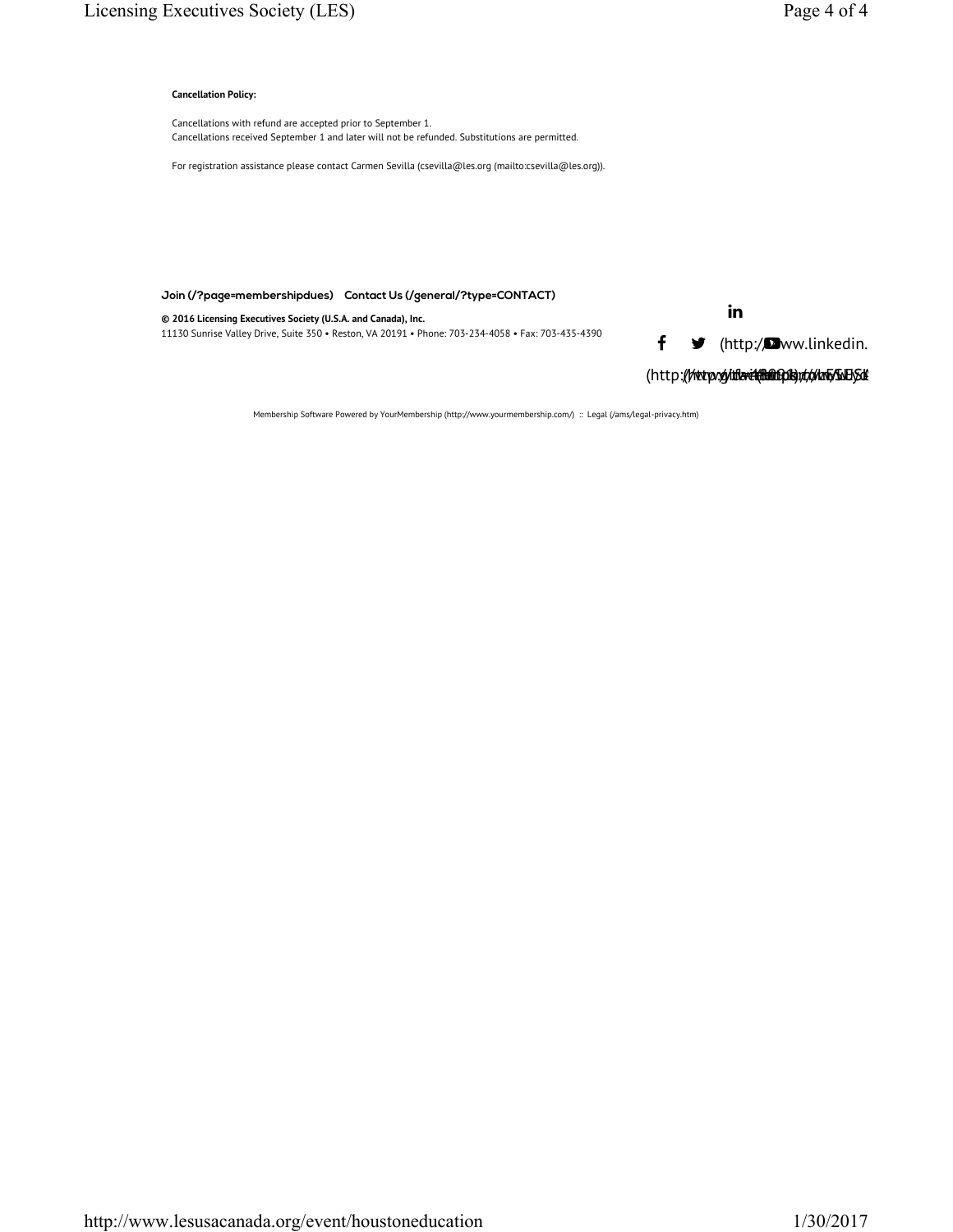**Cancellation Policy:**

Cancellations with refund are accepted prior to September 1.
Cancellations received September 1 and later will not be refunded. Substitutions are permitted.

For registration assistance please contact Carmen Sevilla (csevilla@les.org (mailto:csevilla@les.org)).

Join (/?page=membershipdues) Contact Us (/general/?type=CONTACT)

**© 2016 Licensing Executives Society (U.S.A. and Canada), Inc.**
11130 Sunrise Valley Drive, Suite 350 • Reston, VA 20191 • Phone: 703-234-4058 • Fax: 703-435-4390

(http://www.linkedin.

Membership Software Powered by YourMembership (http://www.yourmembership.com/) :: Legal (/ams/legal-privacy.htm)